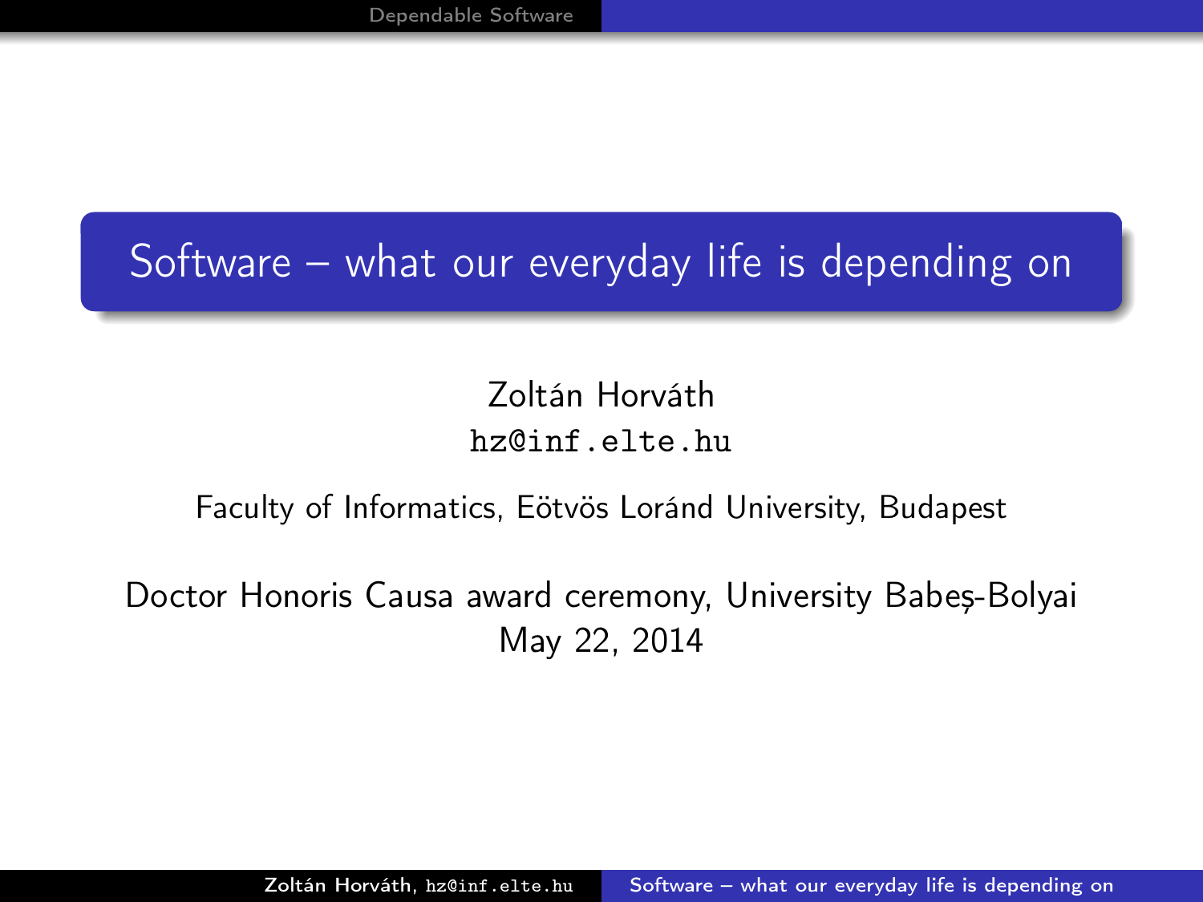# Software – what our everyday life is depending on

Zoltán Horváth
hz@inf.elte.hu

Faculty of Informatics, Eötvös Loránd University, Budapest

Doctor Honoris Causa award ceremony, University Babeș-Bolyai
May 22, 2014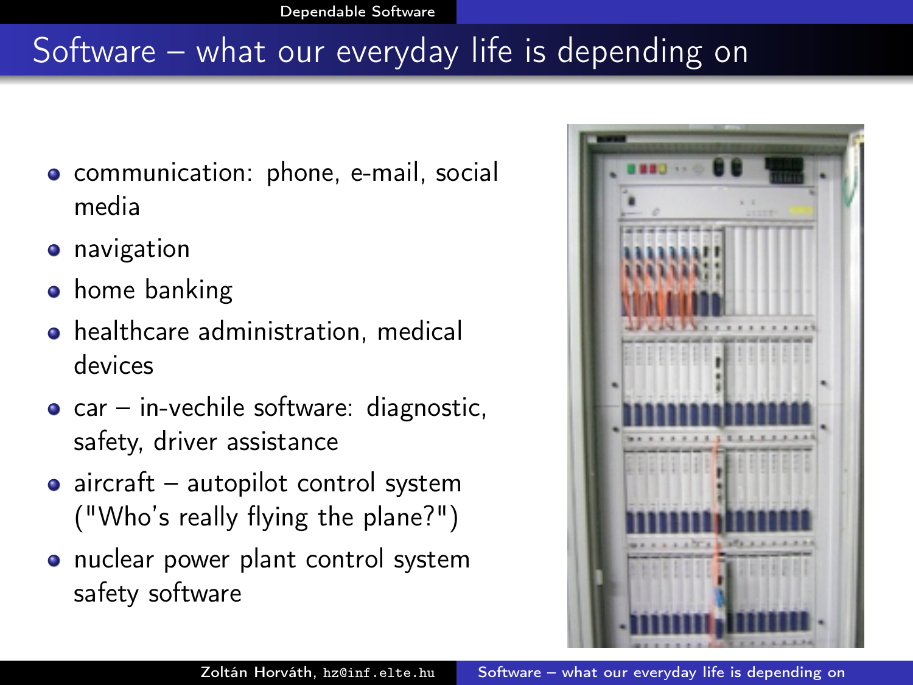# Software – what our everyday life is depending on

- communication: phone, e-mail, social media
- navigation
- home banking
- healthcare administration, medical devices
- car – in-vechile software: diagnostic, safety, driver assistance
- aircraft – autopilot control system ("Who's really flying the plane?")
- nuclear power plant control system safety software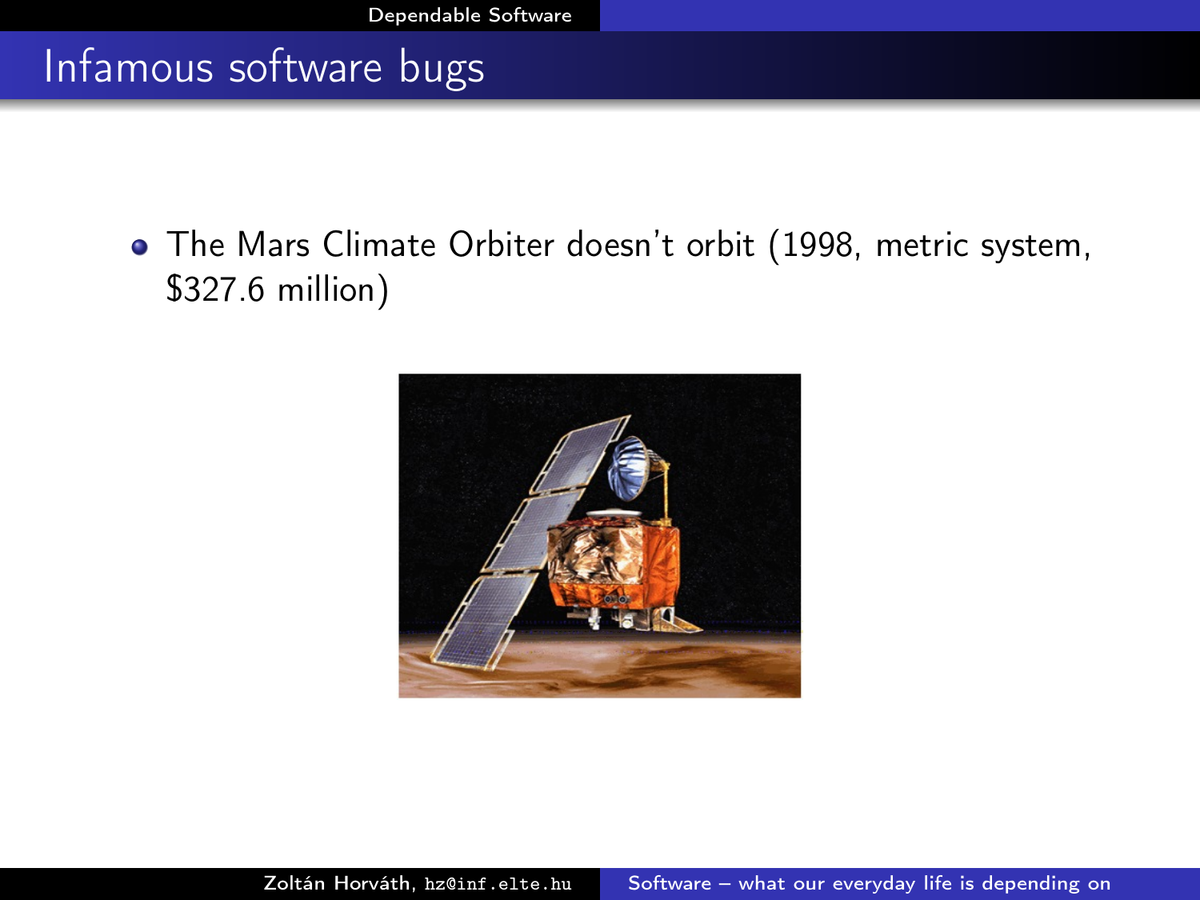## Infamous software bugs

- The Mars Climate Orbiter doesn't orbit (1998, metric system, $327.6 million)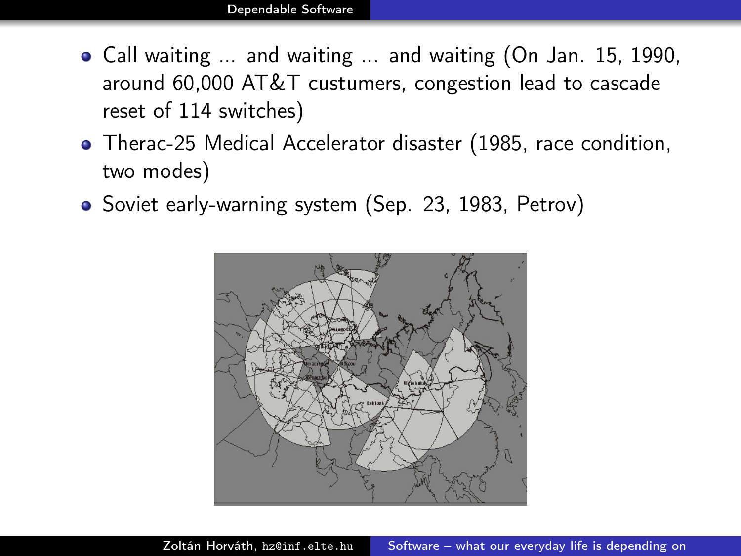- Call waiting ... and waiting ... and waiting (On Jan. 15, 1990, around 60,000 AT&T custumers, congestion lead to cascade reset of 114 switches)
- Therac-25 Medical Accelerator disaster (1985, race condition, two modes)
- Soviet early-warning system (Sep. 23, 1983, Petrov)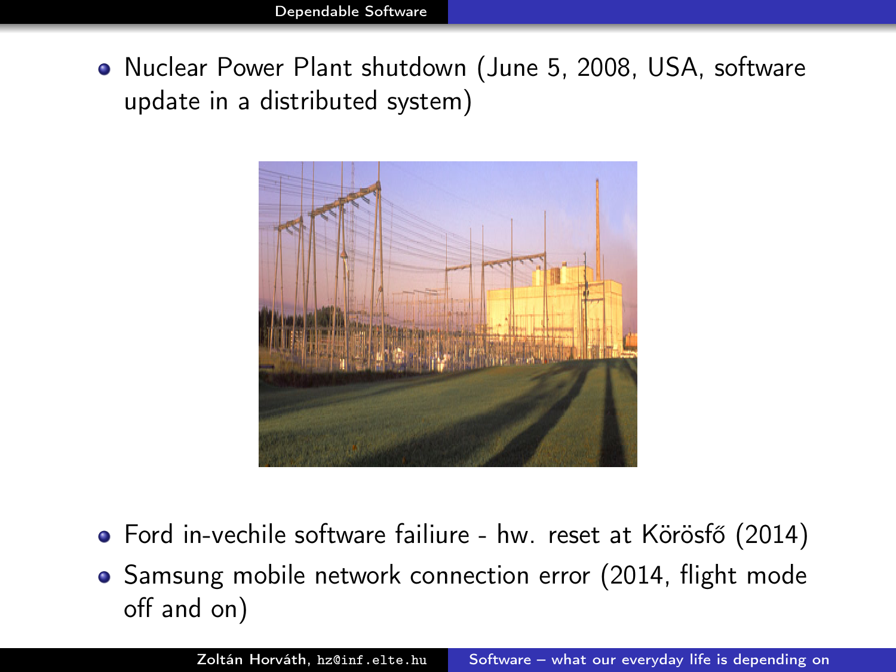- Nuclear Power Plant shutdown (June 5, 2008, USA, software update in a distributed system)

- Ford in-vechile software failiure - hw. reset at Körösfő (2014)
- Samsung mobile network connection error (2014, flight mode off and on)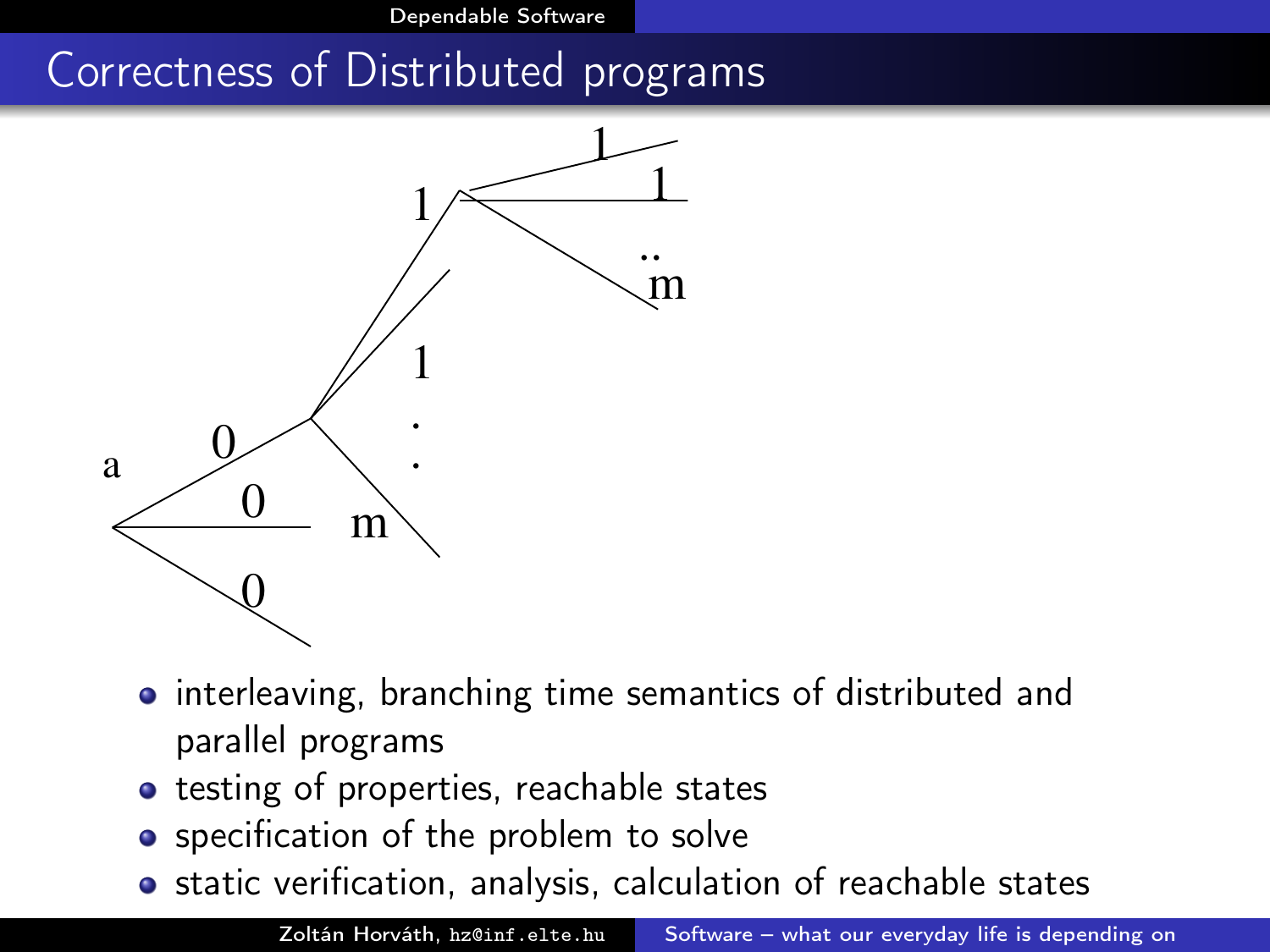## Correctness of Distributed programs

- interleaving, branching time semantics of distributed and parallel programs
- testing of properties, reachable states
- specification of the problem to solve
- static verification, analysis, calculation of reachable states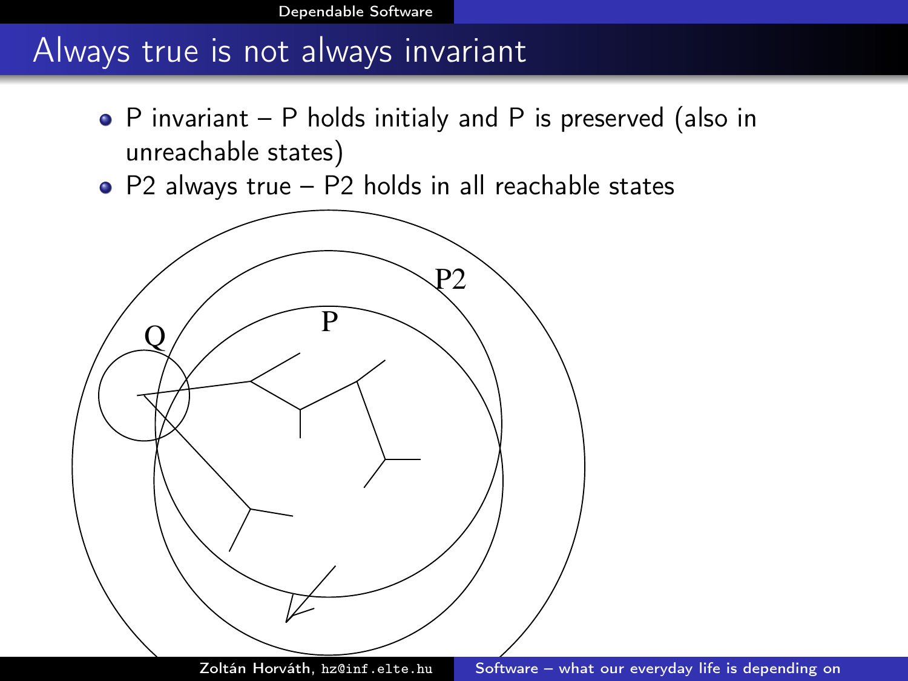# Always true is not always invariant

- P invariant – P holds initialy and P is preserved (also in unreachable states)
- P2 always true – P2 holds in all reachable states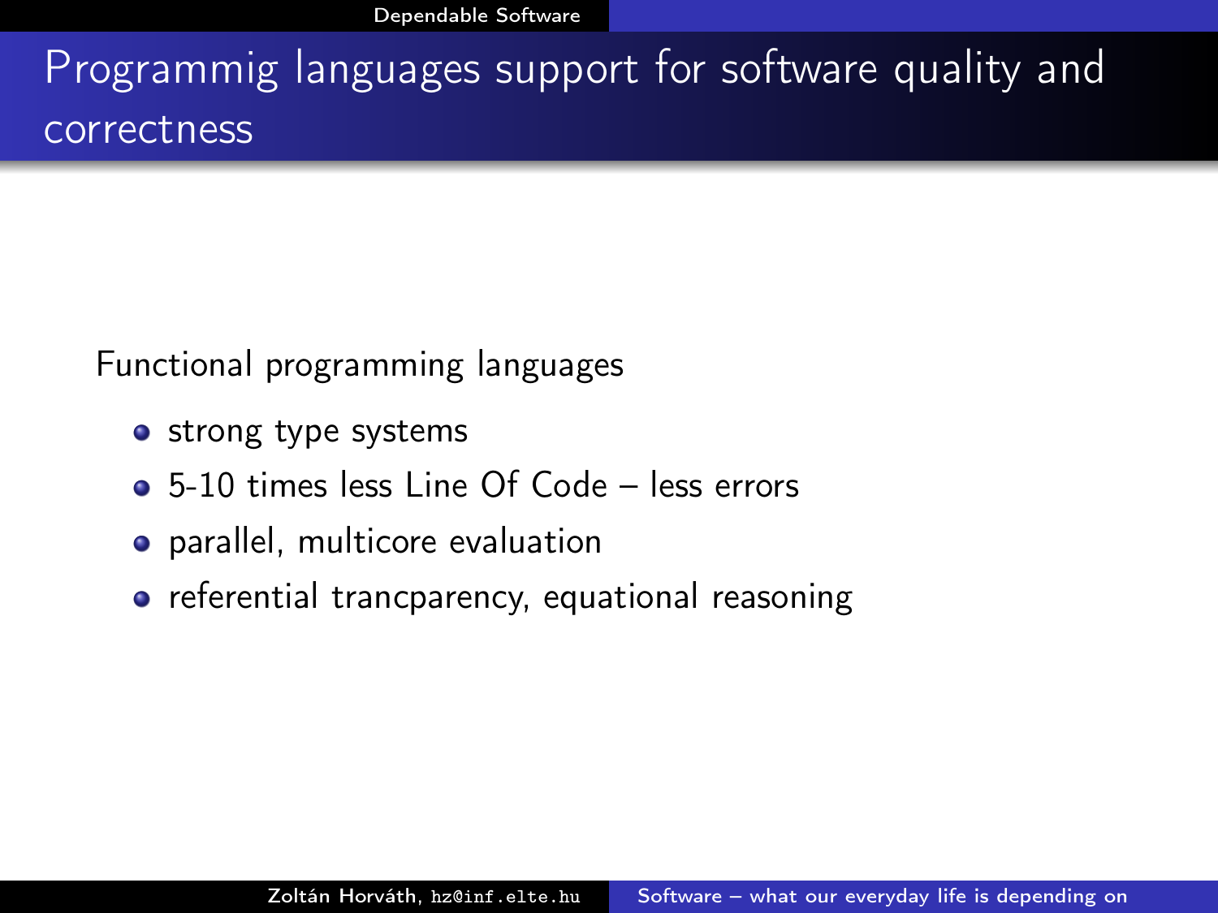# Programmig languages support for software quality and correctness

Functional programming languages

- strong type systems
- 5-10 times less Line Of Code – less errors
- parallel, multicore evaluation
- referential trancparency, equational reasoning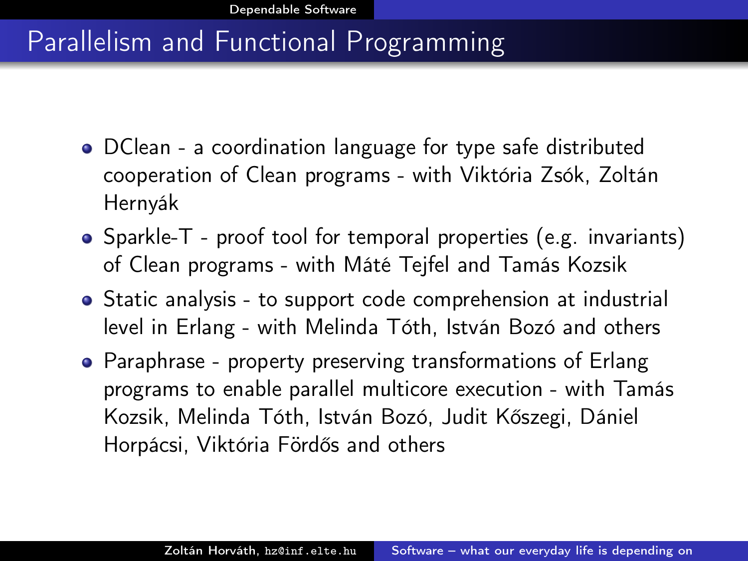# Parallelism and Functional Programming

- DClean - a coordination language for type safe distributed cooperation of Clean programs - with Viktória Zsók, Zoltán Hernyák
- Sparkle-T - proof tool for temporal properties (e.g. invariants) of Clean programs - with Máté Tejfel and Tamás Kozsik
- Static analysis - to support code comprehension at industrial level in Erlang - with Melinda Tóth, István Bozó and others
- Paraphrase - property preserving transformations of Erlang programs to enable parallel multicore execution - with Tamás Kozsik, Melinda Tóth, István Bozó, Judit Kőszegi, Dániel Horpácsi, Viktória Fördős and others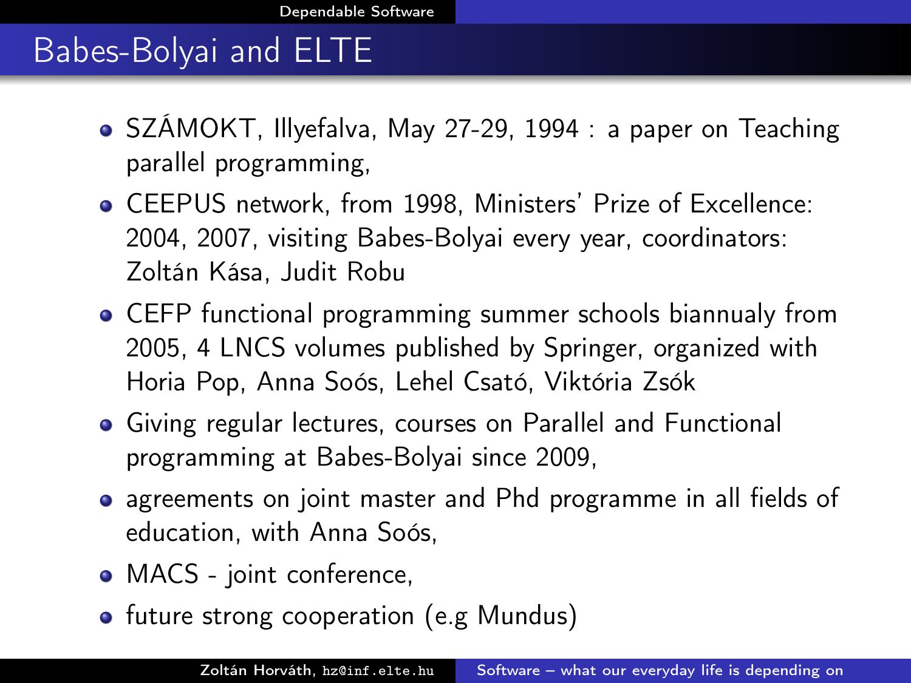# Babes-Bolyai and ELTE

- SZÁMOKT, Illyefalva, May 27-29, 1994 : a paper on Teaching parallel programming,
- CEEPUS network, from 1998, Ministers' Prize of Excellence: 2004, 2007, visiting Babes-Bolyai every year, coordinators: Zoltán Kása, Judit Robu
- CEFP functional programming summer schools biannualy from 2005, 4 LNCS volumes published by Springer, organized with Horia Pop, Anna Soós, Lehel Csató, Viktória Zsók
- Giving regular lectures, courses on Parallel and Functional programming at Babes-Bolyai since 2009,
- agreements on joint master and Phd programme in all fields of education, with Anna Soós,
- MACS - joint conference,
- future strong cooperation (e.g Mundus)